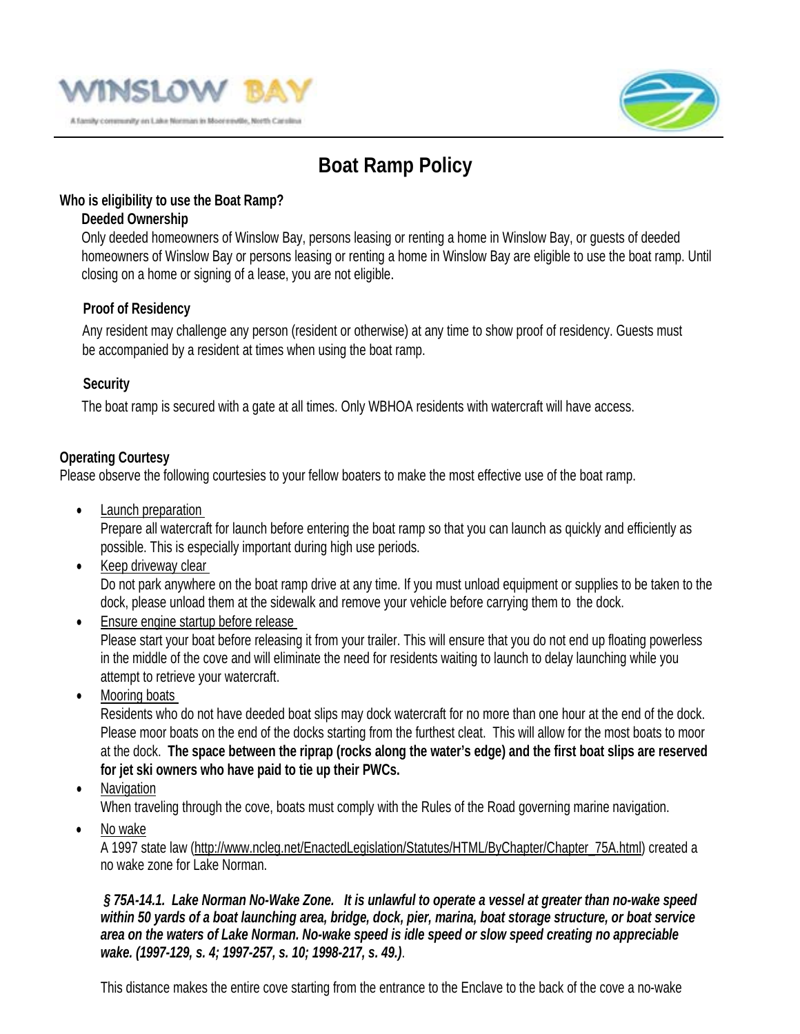WINSLOW BAY

A family community on Lake Norman in Mooresville, North Carolina

# Boat Ramp Policy

**Who is eligibility to use the Boat Ramp?**

**Deeded Ownership**

Only deeded homeowners of Winslow Bay, persons leasing or renting a home in Winslow Bay, or guests of deeded homeowners of Winslow Bay or persons leasing or renting a home in Winslow Bay are eligible to use the boat ramp. Until closing on a home or signing of a lease, you are not eligible.

**Proof of Residency**

Any resident may challenge any person (resident or otherwise) at any time to show proof of residency. Guests must be accompanied by a resident at times when using the boat ramp.

**Security**

The boat ramp is secured with a gate at all times. Only WBHOA residents with watercraft will have access.

**Operating Courtesy**

Please observe the following courtesies to your fellow boaters to make the most effective use of the boat ramp.

- Launch preparation
  Prepare all watercraft for launch before entering the boat ramp so that you can launch as quickly and efficiently as possible. This is especially important during high use periods.
- Keep driveway clear
  Do not park anywhere on the boat ramp drive at any time. If you must unload equipment or supplies to be taken to the dock, please unload them at the sidewalk and remove your vehicle before carrying them to the dock.
- Ensure engine startup before release
  Please start your boat before releasing it from your trailer. This will ensure that you do not end up floating powerless in the middle of the cove and will eliminate the need for residents waiting to launch to delay launching while you attempt to retrieve your watercraft.
- Mooring boats
  Residents who do not have deeded boat slips may dock watercraft for no more than one hour at the end of the dock. Please moor boats on the end of the docks starting from the furthest cleat. This will allow for the most boats to moor at the dock. **The space between the riprap (rocks along the water's edge) and the first boat slips are reserved for jet ski owners who have paid to tie up their PWCs.**
- Navigation
  When traveling through the cove, boats must comply with the Rules of the Road governing marine navigation.
- No wake
  A 1997 state law (http://www.ncleg.net/EnactedLegislation/Statutes/HTML/ByChapter/Chapter_75A.html) created a no wake zone for Lake Norman.

  ***§ 75A-14.1. Lake Norman No-Wake Zone. It is unlawful to operate a vessel at greater than no-wake speed within 50 yards of a boat launching area, bridge, dock, pier, marina, boat storage structure, or boat service area on the waters of Lake Norman. No-wake speed is idle speed or slow speed creating no appreciable wake. (1997-129, s. 4; 1997-257, s. 10; 1998-217, s. 49.)***.

  This distance makes the entire cove starting from the entrance to the Enclave to the back of the cove a no-wake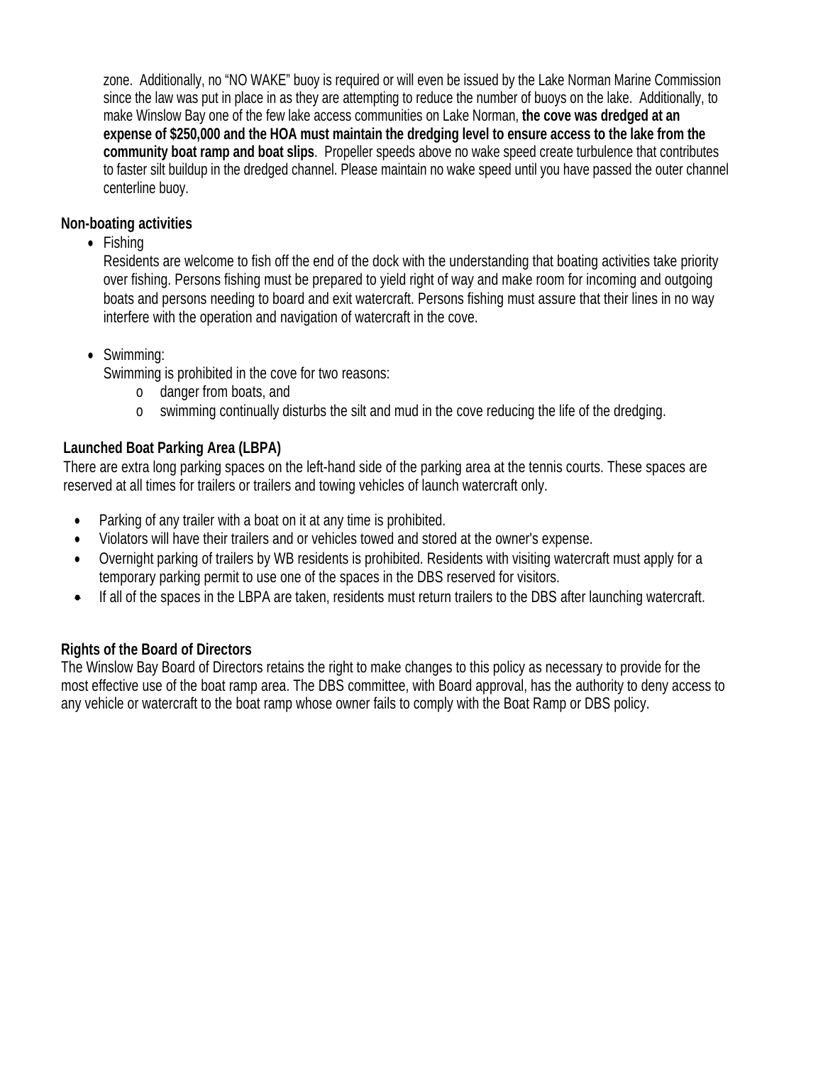zone. Additionally, no “NO WAKE” buoy is required or will even be issued by the Lake Norman Marine Commission since the law was put in place in as they are attempting to reduce the number of buoys on the lake. Additionally, to make Winslow Bay one of the few lake access communities on Lake Norman, **the cove was dredged at an expense of $250,000 and the HOA must maintain the dredging level to ensure access to the lake from the community boat ramp and boat slips**. Propeller speeds above no wake speed create turbulence that contributes to faster silt buildup in the dredged channel. Please maintain no wake speed until you have passed the outer channel centerline buoy.

**Non-boating activities**

- Fishing

  Residents are welcome to fish off the end of the dock with the understanding that boating activities take priority over fishing. Persons fishing must be prepared to yield right of way and make room for incoming and outgoing boats and persons needing to board and exit watercraft. Persons fishing must assure that their lines in no way interfere with the operation and navigation of watercraft in the cove.

- Swimming:

  Swimming is prohibited in the cove for two reasons:
  - danger from boats, and
  - swimming continually disturbs the silt and mud in the cove reducing the life of the dredging.

**Launched Boat Parking Area (LBPA)**

There are extra long parking spaces on the left-hand side of the parking area at the tennis courts. These spaces are reserved at all times for trailers or trailers and towing vehicles of launch watercraft only.

- Parking of any trailer with a boat on it at any time is prohibited.
- Violators will have their trailers and or vehicles towed and stored at the owner's expense.
- Overnight parking of trailers by WB residents is prohibited. Residents with visiting watercraft must apply for a temporary parking permit to use one of the spaces in the DBS reserved for visitors.
- If all of the spaces in the LBPA are taken, residents must return trailers to the DBS after launching watercraft.

**Rights of the Board of Directors**

The Winslow Bay Board of Directors retains the right to make changes to this policy as necessary to provide for the most effective use of the boat ramp area. The DBS committee, with Board approval, has the authority to deny access to any vehicle or watercraft to the boat ramp whose owner fails to comply with the Boat Ramp or DBS policy.